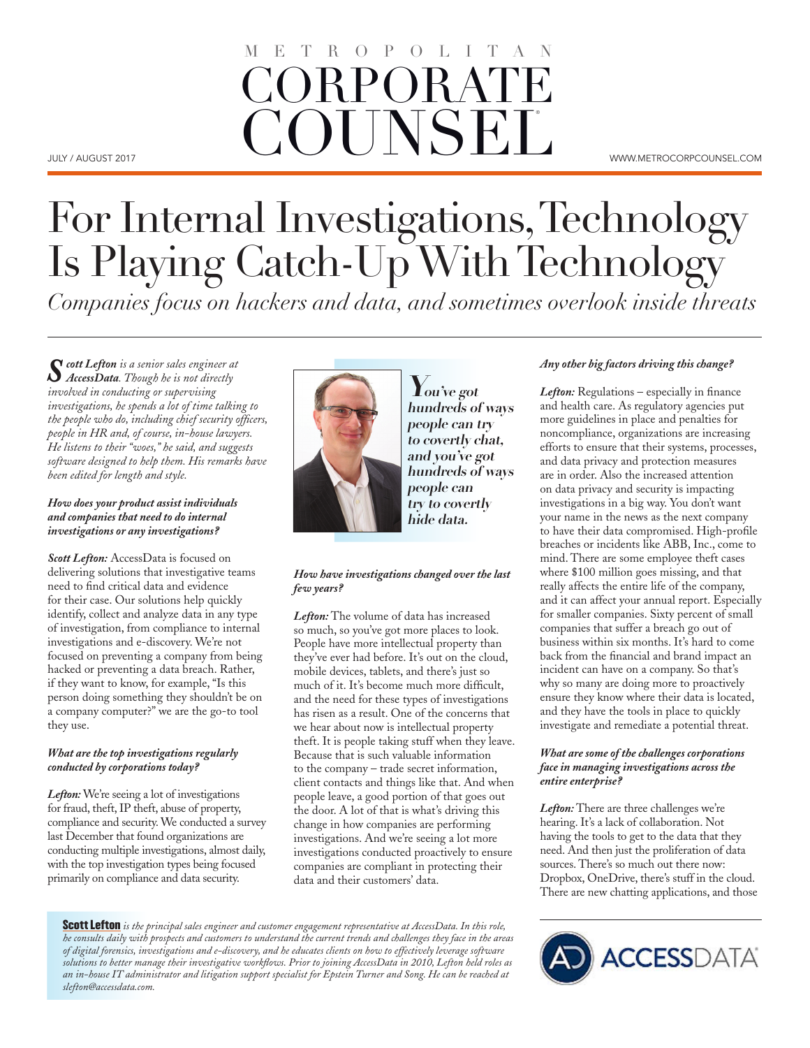# For Internal Investigations, Technology Is Playing Catch-Up With Technology

*Companies focus on hackers and data, and sometimes overlook inside threats*

***Scott Lefton** is a senior sales engineer at **AccessData**. Though he is not directly involved in conducting or supervising investigations, he spends a lot of time talking to the people who do, including chief security officers, people in HR and, of course, in-house lawyers. He listens to their "woes," he said, and suggests software designed to help them. His remarks have been edited for length and style.*

***How does your product assist individuals and companies that need to do internal investigations or any investigations?***

***Scott Lefton:*** AccessData is focused on delivering solutions that investigative teams need to find critical data and evidence for their case. Our solutions help quickly identify, collect and analyze data in any type of investigation, from compliance to internal investigations and e-discovery. We're not focused on preventing a company from being hacked or preventing a data breach. Rather, if they want to know, for example, "Is this person doing something they shouldn't be on a company computer?" we are the go-to tool they use.

***What are the top investigations regularly conducted by corporations today?***

***Lefton:*** We're seeing a lot of investigations for fraud, theft, IP theft, abuse of property, compliance and security. We conducted a survey last December that found organizations are conducting multiple investigations, almost daily, with the top investigation types being focused primarily on compliance and data security.

> ***You've got hundreds of ways people can try to covertly chat, and you've got hundreds of ways people can try to covertly hide data.***

***How have investigations changed over the last few years?***

***Lefton:*** The volume of data has increased so much, so you've got more places to look. People have more intellectual property than they've ever had before. It's out on the cloud, mobile devices, tablets, and there's just so much of it. It's become much more difficult, and the need for these types of investigations has risen as a result. One of the concerns that we hear about now is intellectual property theft. It is people taking stuff when they leave. Because that is such valuable information to the company – trade secret information, client contacts and things like that. And when people leave, a good portion of that goes out the door. A lot of that is what's driving this change in how companies are performing investigations. And we're seeing a lot more investigations conducted proactively to ensure companies are compliant in protecting their data and their customers' data.

***Any other big factors driving this change?***

***Lefton:*** Regulations – especially in finance and health care. As regulatory agencies put more guidelines in place and penalties for noncompliance, organizations are increasing efforts to ensure that their systems, processes, and data privacy and protection measures are in order. Also the increased attention on data privacy and security is impacting investigations in a big way. You don't want your name in the news as the next company to have their data compromised. High-profile breaches or incidents like ABB, Inc., come to mind. There are some employee theft cases where $100 million goes missing, and that really affects the entire life of the company, and it can affect your annual report. Especially for smaller companies. Sixty percent of small companies that suffer a breach go out of business within six months. It's hard to come back from the financial and brand impact an incident can have on a company. So that's why so many are doing more to proactively ensure they know where their data is located, and they have the tools in place to quickly investigate and remediate a potential threat.

***What are some of the challenges corporations face in managing investigations across the entire enterprise?***

***Lefton:*** There are three challenges we're hearing. It's a lack of collaboration. Not having the tools to get to the data that they need. And then just the proliferation of data sources. There's so much out there now: Dropbox, OneDrive, there's stuff in the cloud. There are new chatting applications, and those

**Scott Lefton** *is the principal sales engineer and customer engagement representative at AccessData. In this role, he consults daily with prospects and customers to understand the current trends and challenges they face in the areas of digital forensics, investigations and e-discovery, and he educates clients on how to effectively leverage software solutions to better manage their investigative workflows. Prior to joining AccessData in 2010, Lefton held roles as an in-house IT administrator and litigation support specialist for Epstein Turner and Song. He can be reached at slefton@accessdata.com.*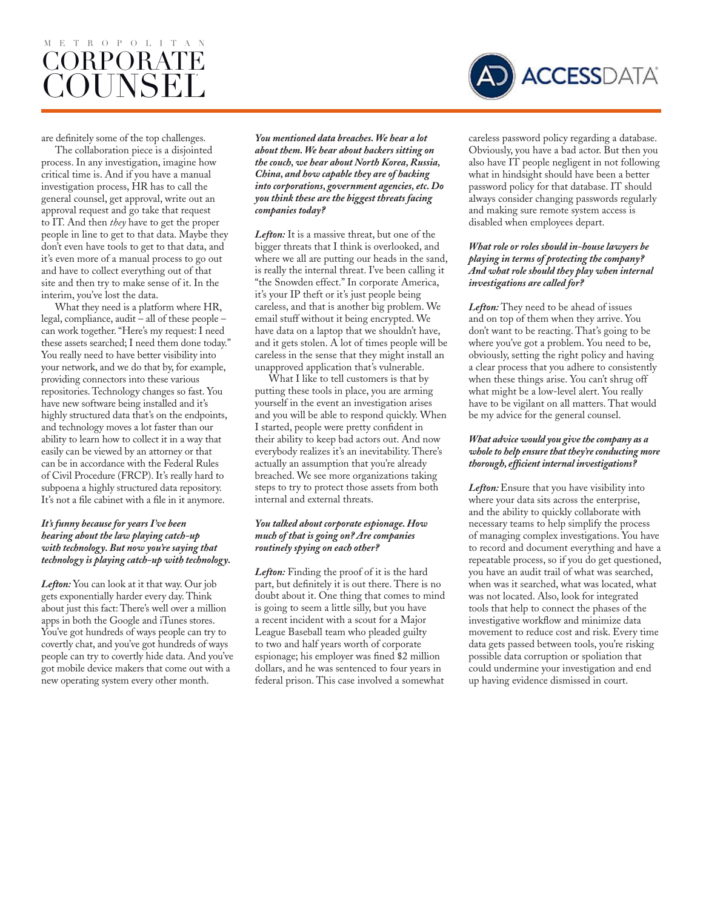are definitely some of the top challenges.

The collaboration piece is a disjointed process. In any investigation, imagine how critical time is. And if you have a manual investigation process, HR has to call the general counsel, get approval, write out an approval request and go take that request to IT. And then *they* have to get the proper people in line to get to that data. Maybe they don't even have tools to get to that data, and it's even more of a manual process to go out and have to collect everything out of that site and then try to make sense of it. In the interim, you've lost the data.

What they need is a platform where HR, legal, compliance, audit – all of these people – can work together. "Here's my request: I need these assets searched; I need them done today." You really need to have better visibility into your network, and we do that by, for example, providing connectors into these various repositories. Technology changes so fast. You have new software being installed and it's highly structured data that's on the endpoints, and technology moves a lot faster than our ability to learn how to collect it in a way that easily can be viewed by an attorney or that can be in accordance with the Federal Rules of Civil Procedure (FRCP). It's really hard to subpoena a highly structured data repository. It's not a file cabinet with a file in it anymore.

***It's funny because for years I've been hearing about the law playing catch-up with technology. But now you're saying that technology is playing catch-up with technology.***

***Lefton:*** You can look at it that way. Our job gets exponentially harder every day. Think about just this fact: There's well over a million apps in both the Google and iTunes stores. You've got hundreds of ways people can try to covertly chat, and you've got hundreds of ways people can try to covertly hide data. And you've got mobile device makers that come out with a new operating system every other month.

***You mentioned data breaches. We hear a lot about them. We hear about hackers sitting on the couch, we hear about North Korea, Russia, China, and how capable they are of hacking into corporations, government agencies, etc. Do you think these are the biggest threats facing companies today?***

***Lefton:*** It is a massive threat, but one of the bigger threats that I think is overlooked, and where we all are putting our heads in the sand, is really the internal threat. I've been calling it "the Snowden effect." In corporate America, it's your IP theft or it's just people being careless, and that is another big problem. We email stuff without it being encrypted. We have data on a laptop that we shouldn't have, and it gets stolen. A lot of times people will be careless in the sense that they might install an unapproved application that's vulnerable.

What I like to tell customers is that by putting these tools in place, you are arming yourself in the event an investigation arises and you will be able to respond quickly. When I started, people were pretty confident in their ability to keep bad actors out. And now everybody realizes it's an inevitability. There's actually an assumption that you're already breached. We see more organizations taking steps to try to protect those assets from both internal and external threats.

***You talked about corporate espionage. How much of that is going on? Are companies routinely spying on each other?***

***Lefton:*** Finding the proof of it is the hard part, but definitely it is out there. There is no doubt about it. One thing that comes to mind is going to seem a little silly, but you have a recent incident with a scout for a Major League Baseball team who pleaded guilty to two and half years worth of corporate espionage; his employer was fined $2 million dollars, and he was sentenced to four years in federal prison. This case involved a somewhat careless password policy regarding a database. Obviously, you have a bad actor. But then you also have IT people negligent in not following what in hindsight should have been a better password policy for that database. IT should always consider changing passwords regularly and making sure remote system access is disabled when employees depart.

***What role or roles should in-house lawyers be playing in terms of protecting the company? And what role should they play when internal investigations are called for?***

***Lefton:*** They need to be ahead of issues and on top of them when they arrive. You don't want to be reacting. That's going to be where you've got a problem. You need to be, obviously, setting the right policy and having a clear process that you adhere to consistently when these things arise. You can't shrug off what might be a low-level alert. You really have to be vigilant on all matters. That would be my advice for the general counsel.

***What advice would you give the company as a whole to help ensure that they're conducting more thorough, efficient internal investigations?***

***Lefton:*** Ensure that you have visibility into where your data sits across the enterprise, and the ability to quickly collaborate with necessary teams to help simplify the process of managing complex investigations. You have to record and document everything and have a repeatable process, so if you do get questioned, you have an audit trail of what was searched, when was it searched, what was located, what was not located. Also, look for integrated tools that help to connect the phases of the investigative workflow and minimize data movement to reduce cost and risk. Every time data gets passed between tools, you're risking possible data corruption or spoliation that could undermine your investigation and end up having evidence dismissed in court.